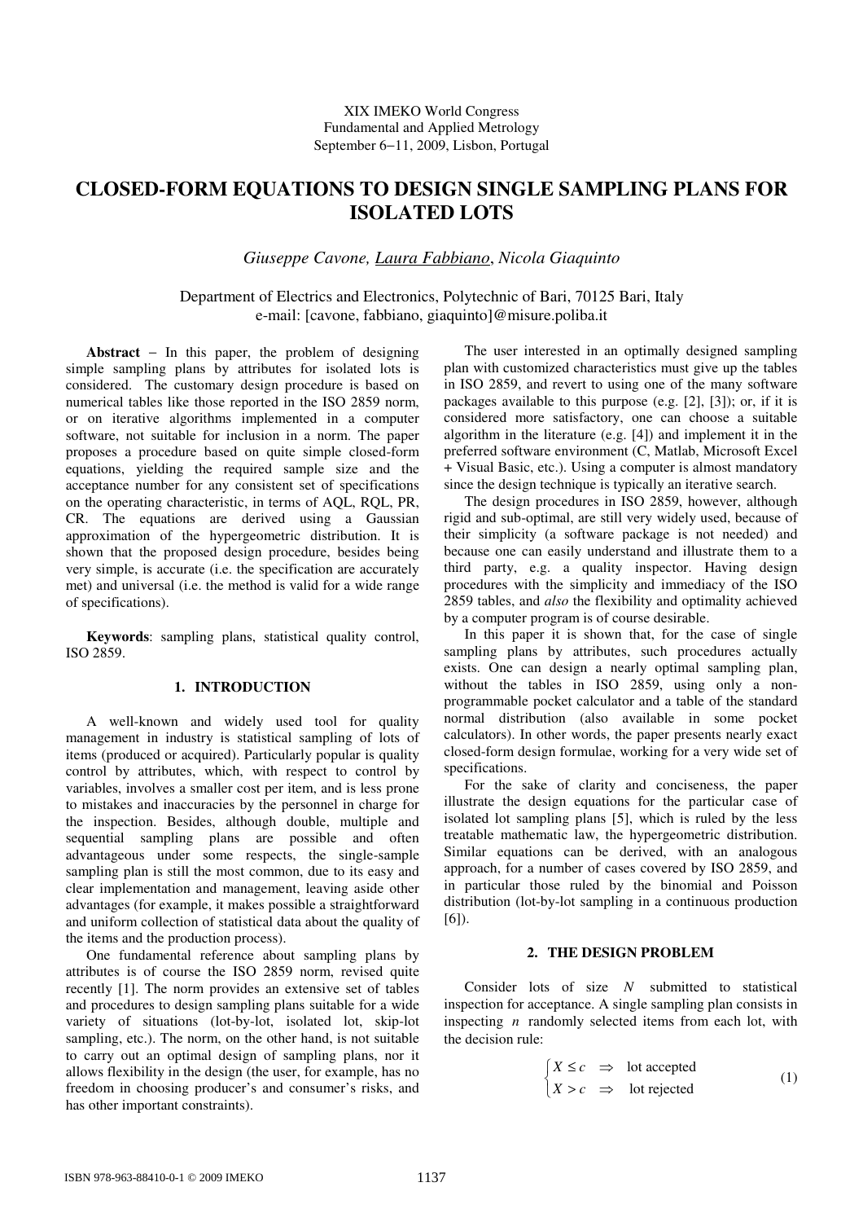XIX IMEKO World Congress
Fundamental and Applied Metrology
September 6−11, 2009, Lisbon, Portugal

# CLOSED-FORM EQUATIONS TO DESIGN SINGLE SAMPLING PLANS FOR ISOLATED LOTS

*Giuseppe Cavone, Laura Fabbiano, Nicola Giaquinto*

Department of Electrics and Electronics, Polytechnic of Bari, 70125 Bari, Italy
e-mail: [cavone, fabbiano, giaquinto]@misure.poliba.it

**Abstract** − In this paper, the problem of designing simple sampling plans by attributes for isolated lots is considered. The customary design procedure is based on numerical tables like those reported in the ISO 2859 norm, or on iterative algorithms implemented in a computer software, not suitable for inclusion in a norm. The paper proposes a procedure based on quite simple closed-form equations, yielding the required sample size and the acceptance number for any consistent set of specifications on the operating characteristic, in terms of AQL, RQL, PR, CR. The equations are derived using a Gaussian approximation of the hypergeometric distribution. It is shown that the proposed design procedure, besides being very simple, is accurate (i.e. the specification are accurately met) and universal (i.e. the method is valid for a wide range of specifications).

**Keywords**: sampling plans, statistical quality control, ISO 2859.

## 1. INTRODUCTION

A well-known and widely used tool for quality management in industry is statistical sampling of lots of items (produced or acquired). Particularly popular is quality control by attributes, which, with respect to control by variables, involves a smaller cost per item, and is less prone to mistakes and inaccuracies by the personnel in charge for the inspection. Besides, although double, multiple and sequential sampling plans are possible and often advantageous under some respects, the single-sample sampling plan is still the most common, due to its easy and clear implementation and management, leaving aside other advantages (for example, it makes possible a straightforward and uniform collection of statistical data about the quality of the items and the production process).

One fundamental reference about sampling plans by attributes is of course the ISO 2859 norm, revised quite recently [1]. The norm provides an extensive set of tables and procedures to design sampling plans suitable for a wide variety of situations (lot-by-lot, isolated lot, skip-lot sampling, etc.). The norm, on the other hand, is not suitable to carry out an optimal design of sampling plans, nor it allows flexibility in the design (the user, for example, has no freedom in choosing producer's and consumer's risks, and has other important constraints).

The user interested in an optimally designed sampling plan with customized characteristics must give up the tables in ISO 2859, and revert to using one of the many software packages available to this purpose (e.g. [2], [3]); or, if it is considered more satisfactory, one can choose a suitable algorithm in the literature (e.g. [4]) and implement it in the preferred software environment (C, Matlab, Microsoft Excel + Visual Basic, etc.). Using a computer is almost mandatory since the design technique is typically an iterative search.

The design procedures in ISO 2859, however, although rigid and sub-optimal, are still very widely used, because of their simplicity (a software package is not needed) and because one can easily understand and illustrate them to a third party, e.g. a quality inspector. Having design procedures with the simplicity and immediacy of the ISO 2859 tables, and *also* the flexibility and optimality achieved by a computer program is of course desirable.

In this paper it is shown that, for the case of single sampling plans by attributes, such procedures actually exists. One can design a nearly optimal sampling plan, without the tables in ISO 2859, using only a non-programmable pocket calculator and a table of the standard normal distribution (also available in some pocket calculators). In other words, the paper presents nearly exact closed-form design formulae, working for a very wide set of specifications.

For the sake of clarity and conciseness, the paper illustrate the design equations for the particular case of isolated lot sampling plans [5], which is ruled by the less treatable mathematic law, the hypergeometric distribution. Similar equations can be derived, with an analogous approach, for a number of cases covered by ISO 2859, and in particular those ruled by the binomial and Poisson distribution (lot-by-lot sampling in a continuous production [6]).

## 2. THE DESIGN PROBLEM

Consider lots of size $N$ submitted to statistical inspection for acceptance. A single sampling plan consists in inspecting $n$ randomly selected items from each lot, with the decision rule:

$$\begin{cases} X \le c & \Rightarrow \quad \text{lot accepted} \\ X > c & \Rightarrow \quad \text{lot rejected} \end{cases} \tag{1}$$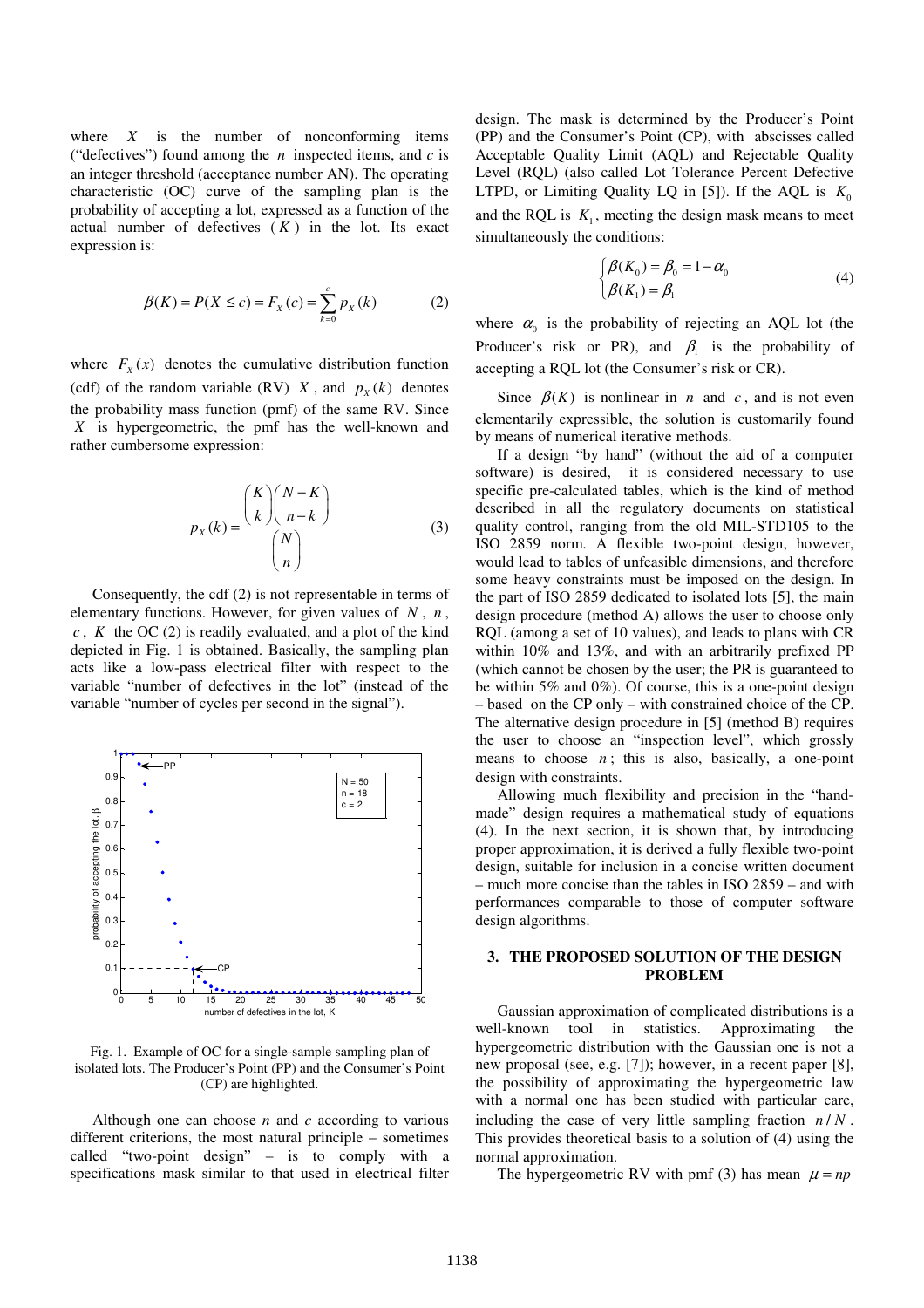where $X$ is the number of nonconforming items ("defectives") found among the $n$ inspected items, and $c$ is an integer threshold (acceptance number AN). The operating characteristic (OC) curve of the sampling plan is the probability of accepting a lot, expressed as a function of the actual number of defectives ($K$) in the lot. Its exact expression is:

$$\beta(K) = P(X \leq c) = F_X(c) = \sum_{k=0}^{c} p_X(k) \tag{2}$$

where $F_X(x)$ denotes the cumulative distribution function (cdf) of the random variable (RV) $X$, and $p_X(k)$ denotes the probability mass function (pmf) of the same RV. Since $X$ is hypergeometric, the pmf has the well-known and rather cumbersome expression:

$$p_X(k) = \frac{\binom{K}{k}\binom{N-K}{n-k}}{\binom{N}{n}} \tag{3}$$

Consequently, the cdf (2) is not representable in terms of elementary functions. However, for given values of $N$, $n$, $c$, $K$ the OC (2) is readily evaluated, and a plot of the kind depicted in Fig. 1 is obtained. Basically, the sampling plan acts like a low-pass electrical filter with respect to the variable "number of defectives in the lot" (instead of the variable "number of cycles per second in the signal").

Fig. 1. Example of OC for a single-sample sampling plan of isolated lots. The Producer's Point (PP) and the Consumer's Point (CP) are highlighted.

Although one can choose $n$ and $c$ according to various different criterions, the most natural principle – sometimes called "two-point design" – is to comply with a specifications mask similar to that used in electrical filter design. The mask is determined by the Producer's Point (PP) and the Consumer's Point (CP), with abscisses called Acceptable Quality Limit (AQL) and Rejectable Quality Level (RQL) (also called Lot Tolerance Percent Defective LTPD, or Limiting Quality LQ in [5]). If the AQL is $K_0$ and the RQL is $K_1$, meeting the design mask means to meet simultaneously the conditions:

$$\begin{cases} \beta(K_0) = \beta_0 = 1 - \alpha_0 \\ \beta(K_1) = \beta_1 \end{cases} \tag{4}$$

where $\alpha_0$ is the probability of rejecting an AQL lot (the Producer's risk or PR), and $\beta_1$ is the probability of accepting a RQL lot (the Consumer's risk or CR).

Since $\beta(K)$ is nonlinear in $n$ and $c$, and is not even elementarily expressible, the solution is customarily found by means of numerical iterative methods.

If a design "by hand" (without the aid of a computer software) is desired, it is considered necessary to use specific pre-calculated tables, which is the kind of method described in all the regulatory documents on statistical quality control, ranging from the old MIL-STD105 to the ISO 2859 norm. A flexible two-point design, however, would lead to tables of unfeasible dimensions, and therefore some heavy constraints must be imposed on the design. In the part of ISO 2859 dedicated to isolated lots [5], the main design procedure (method A) allows the user to choose only RQL (among a set of 10 values), and leads to plans with CR within 10% and 13%, and with an arbitrarily prefixed PP (which cannot be chosen by the user; the PR is guaranteed to be within 5% and 0%). Of course, this is a one-point design – based on the CP only – with constrained choice of the CP. The alternative design procedure in [5] (method B) requires the user to choose an "inspection level", which grossly means to choose $n$; this is also, basically, a one-point design with constraints.

Allowing much flexibility and precision in the "hand-made" design requires a mathematical study of equations (4). In the next section, it is shown that, by introducing proper approximation, it is derived a fully flexible two-point design, suitable for inclusion in a concise written document – much more concise than the tables in ISO 2859 – and with performances comparable to those of computer software design algorithms.

## 3. THE PROPOSED SOLUTION OF THE DESIGN PROBLEM

Gaussian approximation of complicated distributions is a well-known tool in statistics. Approximating the hypergeometric distribution with the Gaussian one is not a new proposal (see, e.g. [7]); however, in a recent paper [8], the possibility of approximating the hypergeometric law with a normal one has been studied with particular care, including the case of very little sampling fraction $n/N$. This provides theoretical basis to a solution of (4) using the normal approximation.

The hypergeometric RV with pmf (3) has mean $\mu = np$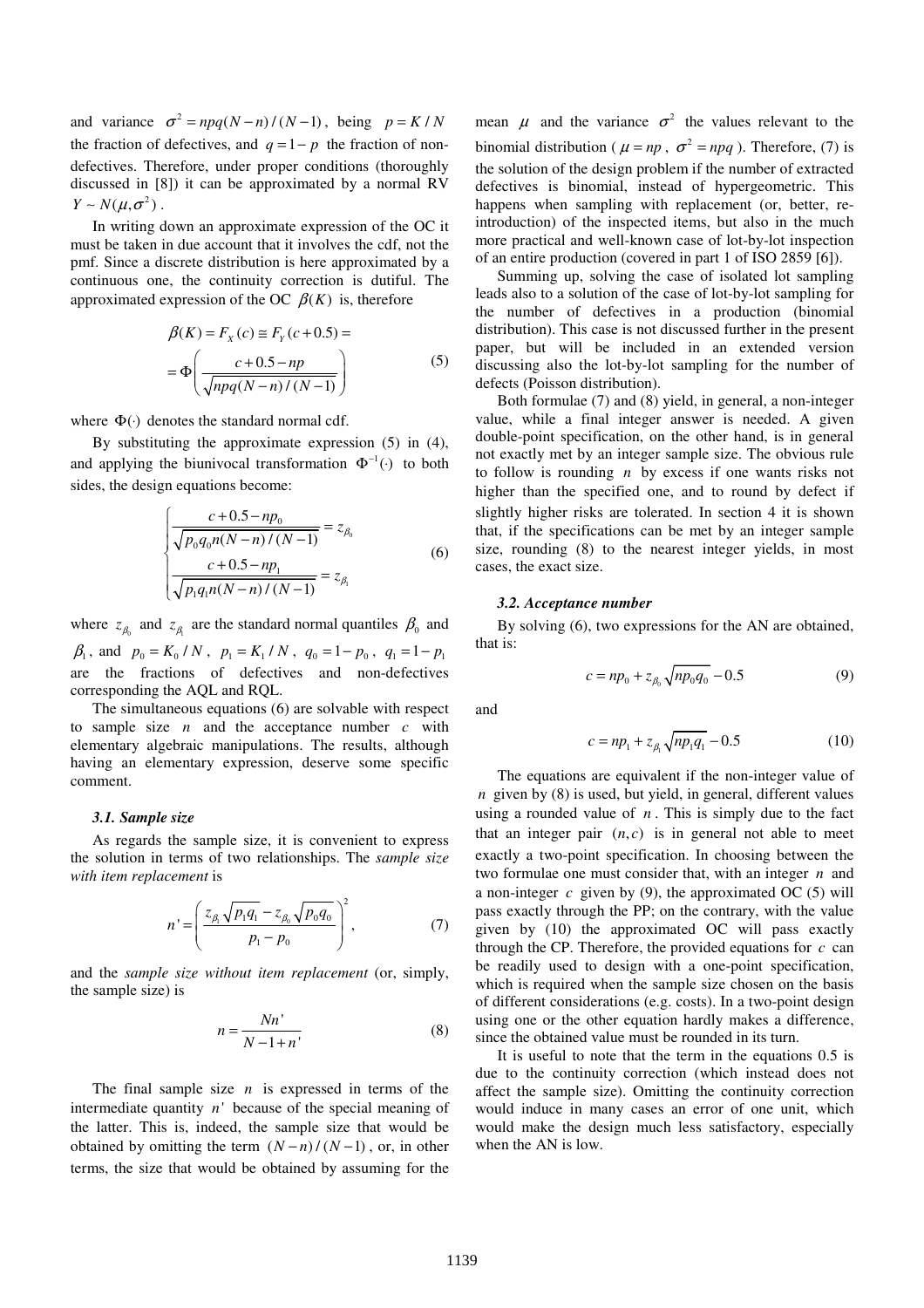and variance $\sigma^2 = npq(N-n)/(N-1)$, being $p = K/N$ the fraction of defectives, and $q = 1-p$ the fraction of non-defectives. Therefore, under proper conditions (thoroughly discussed in [8]) it can be approximated by a normal RV $Y \sim N(\mu, \sigma^2)$.

In writing down an approximate expression of the OC it must be taken in due account that it involves the cdf, not the pmf. Since a discrete distribution is here approximated by a continuous one, the continuity correction is dutiful. The approximated expression of the OC $\beta(K)$ is, therefore

$$
\begin{aligned}
\beta(K) &= F_X(c) \cong F_Y(c+0.5) = \\
&= \Phi\left( \frac{c + 0.5 - np}{\sqrt{npq(N-n)/(N-1)}} \right)
\end{aligned} \tag{5}
$$

where $\Phi(\cdot)$ denotes the standard normal cdf.

By substituting the approximate expression (5) in (4), and applying the biunivocal transformation $\Phi^{-1}(\cdot)$ to both sides, the design equations become:

$$
\begin{cases}
\dfrac{c + 0.5 - np_0}{\sqrt{p_0 q_0 n(N-n)/(N-1)}} = z_{\beta_0} \\[2ex]
\dfrac{c + 0.5 - np_1}{\sqrt{p_1 q_1 n(N-n)/(N-1)}} = z_{\beta_1}
\end{cases} \tag{6}
$$

where $z_{\beta_0}$ and $z_{\beta_1}$ are the standard normal quantiles $\beta_0$ and $\beta_1$, and $p_0 = K_0/N$, $p_1 = K_1/N$, $q_0 = 1-p_0$, $q_1 = 1-p_1$ are the fractions of defectives and non-defectives corresponding the AQL and RQL.

The simultaneous equations (6) are solvable with respect to sample size $n$ and the acceptance number $c$ with elementary algebraic manipulations. The results, although having an elementary expression, deserve some specific comment.

### 3.1. Sample size

As regards the sample size, it is convenient to express the solution in terms of two relationships. The *sample size with item replacement* is

$$
n' = \left( \frac{z_{\beta_1}\sqrt{p_1 q_1} - z_{\beta_0}\sqrt{p_0 q_0}}{p_1 - p_0} \right)^2, \tag{7}
$$

and the *sample size without item replacement* (or, simply, the sample size) is

$$
n = \frac{Nn'}{N - 1 + n'} \tag{8}
$$

The final sample size $n$ is expressed in terms of the intermediate quantity $n'$ because of the special meaning of the latter. This is, indeed, the sample size that would be obtained by omitting the term $(N-n)/(N-1)$, or, in other terms, the size that would be obtained by assuming for the mean $\mu$ and the variance $\sigma^2$ the values relevant to the binomial distribution ($\mu = np$, $\sigma^2 = npq$). Therefore, (7) is the solution of the design problem if the number of extracted defectives is binomial, instead of hypergeometric. This happens when sampling with replacement (or, better, re-introduction) of the inspected items, but also in the much more practical and well-known case of lot-by-lot inspection of an entire production (covered in part 1 of ISO 2859 [6]).

Summing up, solving the case of isolated lot sampling leads also to a solution of the case of lot-by-lot sampling for the number of defectives in a production (binomial distribution). This case is not discussed further in the present paper, but will be included in an extended version discussing also the lot-by-lot sampling for the number of defects (Poisson distribution).

Both formulae (7) and (8) yield, in general, a non-integer value, while a final integer answer is needed. A given double-point specification, on the other hand, is in general not exactly met by an integer sample size. The obvious rule to follow is rounding $n$ by excess if one wants risks not higher than the specified one, and to round by defect if slightly higher risks are tolerated. In section 4 it is shown that, if the specifications can be met by an integer sample size, rounding (8) to the nearest integer yields, in most cases, the exact size.

### 3.2. Acceptance number

By solving (6), two expressions for the AN are obtained, that is:

$$
c = np_0 + z_{\beta_0}\sqrt{np_0 q_0} - 0.5 \tag{9}
$$

and

$$
c = np_1 + z_{\beta_1}\sqrt{np_1 q_1} - 0.5 \tag{10}
$$

The equations are equivalent if the non-integer value of $n$ given by (8) is used, but yield, in general, different values using a rounded value of $n$. This is simply due to the fact that an integer pair $(n, c)$ is in general not able to meet exactly a two-point specification. In choosing between the two formulae one must consider that, with an integer $n$ and a non-integer $c$ given by (9), the approximated OC (5) will pass exactly through the PP; on the contrary, with the value given by (10) the approximated OC will pass exactly through the CP. Therefore, the provided equations for $c$ can be readily used to design with a one-point specification, which is required when the sample size chosen on the basis of different considerations (e.g. costs). In a two-point design using one or the other equation hardly makes a difference, since the obtained value must be rounded in its turn.

It is useful to note that the term in the equations 0.5 is due to the continuity correction (which instead does not affect the sample size). Omitting the continuity correction would induce in many cases an error of one unit, which would make the design much less satisfactory, especially when the AN is low.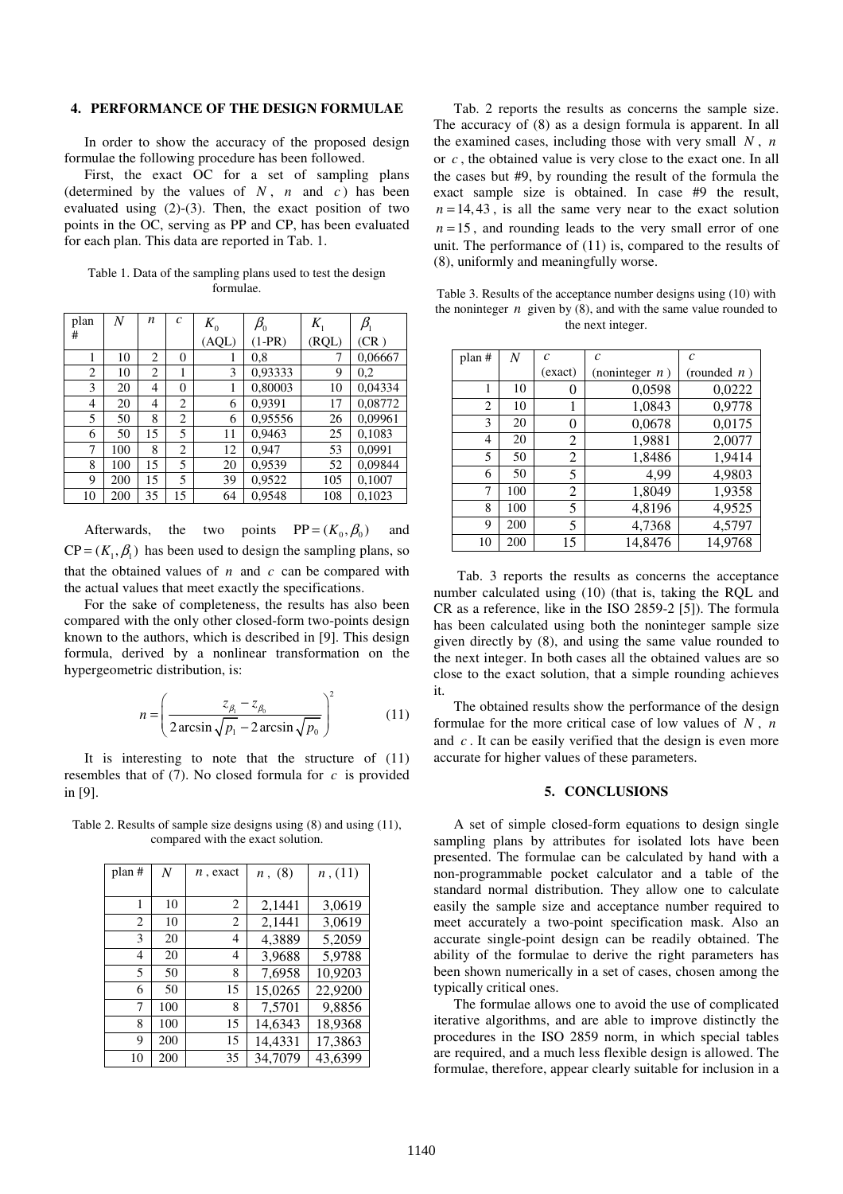## 4. PERFORMANCE OF THE DESIGN FORMULAE

In order to show the accuracy of the proposed design formulae the following procedure has been followed.

First, the exact OC for a set of sampling plans (determined by the values of $N$, $n$ and $c$) has been evaluated using (2)-(3). Then, the exact position of two points in the OC, serving as PP and CP, has been evaluated for each plan. This data are reported in Tab. 1.

Table 1. Data of the sampling plans used to test the design formulae.

| plan # | $N$ | $n$ | $c$ | $K_0$ (AQL) | $\beta_0$ (1-PR) | $K_1$ (RQL) | $\beta_1$ (CR ) |
|---|---|---|---|---|---|---|---|
| 1 | 10 | 2 | 0 | 1 | 0,8 | 7 | 0,06667 |
| 2 | 10 | 2 | 1 | 3 | 0,93333 | 9 | 0,2 |
| 3 | 20 | 4 | 0 | 1 | 0,80003 | 10 | 0,04334 |
| 4 | 20 | 4 | 2 | 6 | 0,9391 | 17 | 0,08772 |
| 5 | 50 | 8 | 2 | 6 | 0,95556 | 26 | 0,09961 |
| 6 | 50 | 15 | 5 | 11 | 0,9463 | 25 | 0,1083 |
| 7 | 100 | 8 | 2 | 12 | 0,947 | 53 | 0,0991 |
| 8 | 100 | 15 | 5 | 20 | 0,9539 | 52 | 0,09844 |
| 9 | 200 | 15 | 5 | 39 | 0,9522 | 105 | 0,1007 |
| 10 | 200 | 35 | 15 | 64 | 0,9548 | 108 | 0,1023 |

Afterwards, the two points $\text{PP} = (K_0, \beta_0)$ and $\text{CP} = (K_1, \beta_1)$ has been used to design the sampling plans, so that the obtained values of $n$ and $c$ can be compared with the actual values that meet exactly the specifications.

For the sake of completeness, the results has also been compared with the only other closed-form two-points design known to the authors, which is described in [9]. This design formula, derived by a nonlinear transformation on the hypergeometric distribution, is:

$$n = \left( \frac{z_{\beta_1} - z_{\beta_0}}{2\arcsin\sqrt{p_1} - 2\arcsin\sqrt{p_0}} \right)^2 \tag{11}$$

It is interesting to note that the structure of (11) resembles that of (7). No closed formula for $c$ is provided in [9].

Table 2. Results of sample size designs using (8) and using (11), compared with the exact solution.

| plan # | $N$ | $n$, exact | $n$, (8) | $n$, (11) |
|---|---|---|---|---|
| 1 | 10 | 2 | 2,1441 | 3,0619 |
| 2 | 10 | 2 | 2,1441 | 3,0619 |
| 3 | 20 | 4 | 4,3889 | 5,2059 |
| 4 | 20 | 4 | 3,9688 | 5,9788 |
| 5 | 50 | 8 | 7,6958 | 10,9203 |
| 6 | 50 | 15 | 15,0265 | 22,9200 |
| 7 | 100 | 8 | 7,5701 | 9,8856 |
| 8 | 100 | 15 | 14,6343 | 18,9368 |
| 9 | 200 | 15 | 14,4331 | 17,3863 |
| 10 | 200 | 35 | 34,7079 | 43,6399 |

Tab. 2 reports the results as concerns the sample size. The accuracy of (8) as a design formula is apparent. In all the examined cases, including those with very small $N$, $n$ or $c$, the obtained value is very close to the exact one. In all the cases but #9, by rounding the result of the formula the exact sample size is obtained. In case #9 the result, $n = 14,43$, is all the same very near to the exact solution $n = 15$, and rounding leads to the very small error of one unit. The performance of (11) is, compared to the results of (8), uniformly and meaningfully worse.

Table 3. Results of the acceptance number designs using (10) with the noninteger $n$ given by (8), and with the same value rounded to the next integer.

| plan # | $N$ | $c$ (exact) | $c$ (noninteger $n$ ) | $c$ (rounded $n$ ) |
|---|---|---|---|---|
| 1 | 10 | 0 | 0,0598 | 0,0222 |
| 2 | 10 | 1 | 1,0843 | 0,9778 |
| 3 | 20 | 0 | 0,0678 | 0,0175 |
| 4 | 20 | 2 | 1,9881 | 2,0077 |
| 5 | 50 | 2 | 1,8486 | 1,9414 |
| 6 | 50 | 5 | 4,99 | 4,9803 |
| 7 | 100 | 2 | 1,8049 | 1,9358 |
| 8 | 100 | 5 | 4,8196 | 4,9525 |
| 9 | 200 | 5 | 4,7368 | 4,5797 |
| 10 | 200 | 15 | 14,8476 | 14,9768 |

Tab. 3 reports the results as concerns the acceptance number calculated using (10) (that is, taking the RQL and CR as a reference, like in the ISO 2859-2 [5]). The formula has been calculated using both the noninteger sample size given directly by (8), and using the same value rounded to the next integer. In both cases all the obtained values are so close to the exact solution, that a simple rounding achieves it.

The obtained results show the performance of the design formulae for the more critical case of low values of $N$, $n$ and $c$. It can be easily verified that the design is even more accurate for higher values of these parameters.

## 5. CONCLUSIONS

A set of simple closed-form equations to design single sampling plans by attributes for isolated lots have been presented. The formulae can be calculated by hand with a non-programmable pocket calculator and a table of the standard normal distribution. They allow one to calculate easily the sample size and acceptance number required to meet accurately a two-point specification mask. Also an accurate single-point design can be readily obtained. The ability of the formulae to derive the right parameters has been shown numerically in a set of cases, chosen among the typically critical ones.

The formulae allows one to avoid the use of complicated iterative algorithms, and are able to improve distinctly the procedures in the ISO 2859 norm, in which special tables are required, and a much less flexible design is allowed. The formulae, therefore, appear clearly suitable for inclusion in a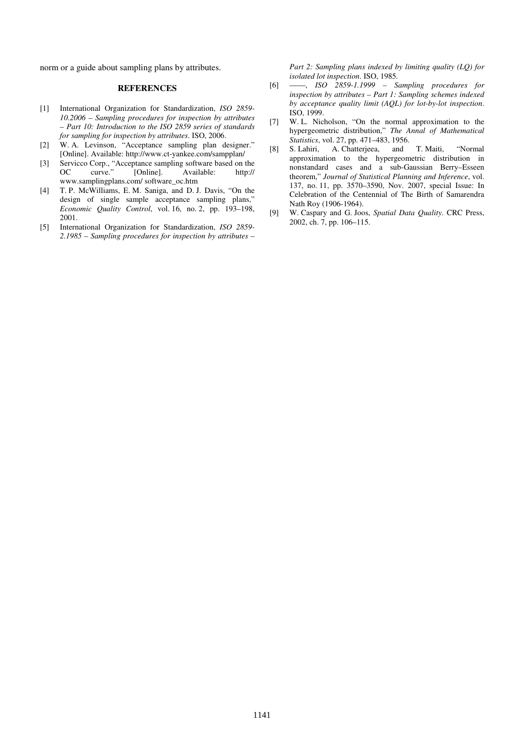norm or a guide about sampling plans by attributes.

## REFERENCES

[1] International Organization for Standardization, *ISO 2859-10.2006 – Sampling procedures for inspection by attributes – Part 10: Introduction to the ISO 2859 series of standards for sampling for inspection by attributes*. ISO, 2006.

[2] W. A. Levinson, "Acceptance sampling plan designer." [Online]. Available: http://www.ct-yankee.com/sampplan/

[3] Servicco Corp., "Acceptance sampling software based on the OC curve." [Online]. Available: http:// www.samplingplans.com/ software_oc.htm

[4] T. P. McWilliams, E. M. Saniga, and D. J. Davis, "On the design of single sample acceptance sampling plans," *Economic Quality Control*, vol. 16, no. 2, pp. 193–198, 2001.

[5] International Organization for Standardization, *ISO 2859-2.1985 – Sampling procedures for inspection by attributes – Part 2: Sampling plans indexed by limiting quality (LQ) for isolated lot inspection*. ISO, 1985.

[6] ——, *ISO 2859-1.1999 – Sampling procedures for inspection by attributes – Part 1: Sampling schemes indexed by acceptance quality limit (AQL) for lot-by-lot inspection*. ISO, 1999.

[7] W. L. Nicholson, "On the normal approximation to the hypergeometric distribution," *The Annal of Mathematical Statistics*, vol. 27, pp. 471–483, 1956.

[8] S. Lahiri, A. Chatterjeea, and T. Maiti, "Normal approximation to the hypergeometric distribution in nonstandard cases and a sub-Gaussian Berry–Esseen theorem," *Journal of Statistical Planning and Inference*, vol. 137, no. 11, pp. 3570–3590, Nov. 2007, special Issue: In Celebration of the Centennial of The Birth of Samarendra Nath Roy (1906-1964).

[9] W. Caspary and G. Joos, *Spatial Data Quality*. CRC Press, 2002, ch. 7, pp. 106–115.